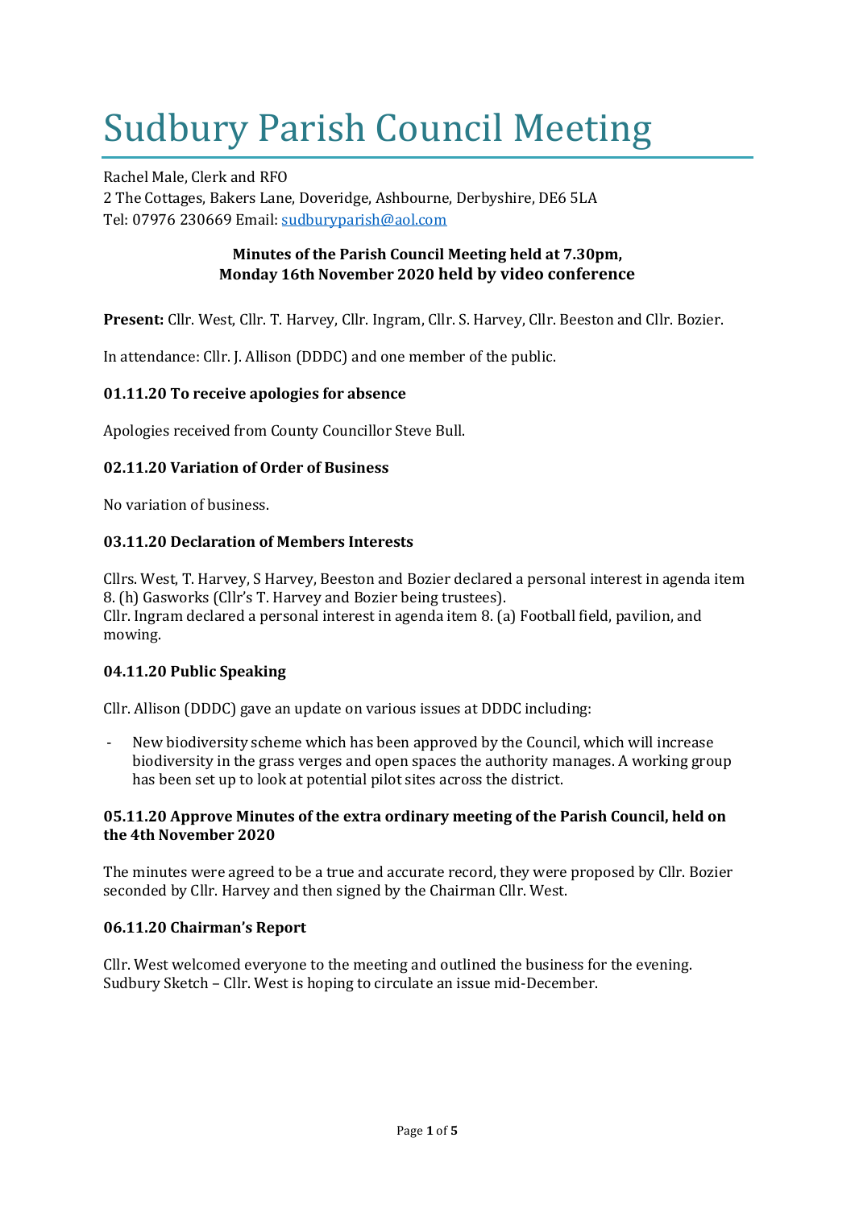# Sudbury Parish Council Meeting

Rachel Male, Clerk and RFO
2 The Cottages, Bakers Lane, Doveridge, Ashbourne, Derbyshire, DE6 5LA
Tel: 07976 230669 Email: sudburyparish@aol.com

**Minutes of the Parish Council Meeting held at 7.30pm, Monday 16th November 2020 held by video conference**

**Present:** Cllr. West, Cllr. T. Harvey, Cllr. Ingram, Cllr. S. Harvey, Cllr. Beeston and Cllr. Bozier.

In attendance: Cllr. J. Allison (DDDC) and one member of the public.

### 01.11.20 To receive apologies for absence

Apologies received from County Councillor Steve Bull.

### 02.11.20 Variation of Order of Business

No variation of business.

### 03.11.20 Declaration of Members Interests

Cllrs. West, T. Harvey, S Harvey, Beeston and Bozier declared a personal interest in agenda item 8. (h) Gasworks (Cllr's T. Harvey and Bozier being trustees).
Cllr. Ingram declared a personal interest in agenda item 8. (a) Football field, pavilion, and mowing.

### 04.11.20 Public Speaking

Cllr. Allison (DDDC) gave an update on various issues at DDDC including:

- New biodiversity scheme which has been approved by the Council, which will increase biodiversity in the grass verges and open spaces the authority manages. A working group has been set up to look at potential pilot sites across the district.

### 05.11.20 Approve Minutes of the extra ordinary meeting of the Parish Council, held on the 4th November 2020

The minutes were agreed to be a true and accurate record, they were proposed by Cllr. Bozier seconded by Cllr. Harvey and then signed by the Chairman Cllr. West.

### 06.11.20 Chairman's Report

Cllr. West welcomed everyone to the meeting and outlined the business for the evening.
Sudbury Sketch – Cllr. West is hoping to circulate an issue mid-December.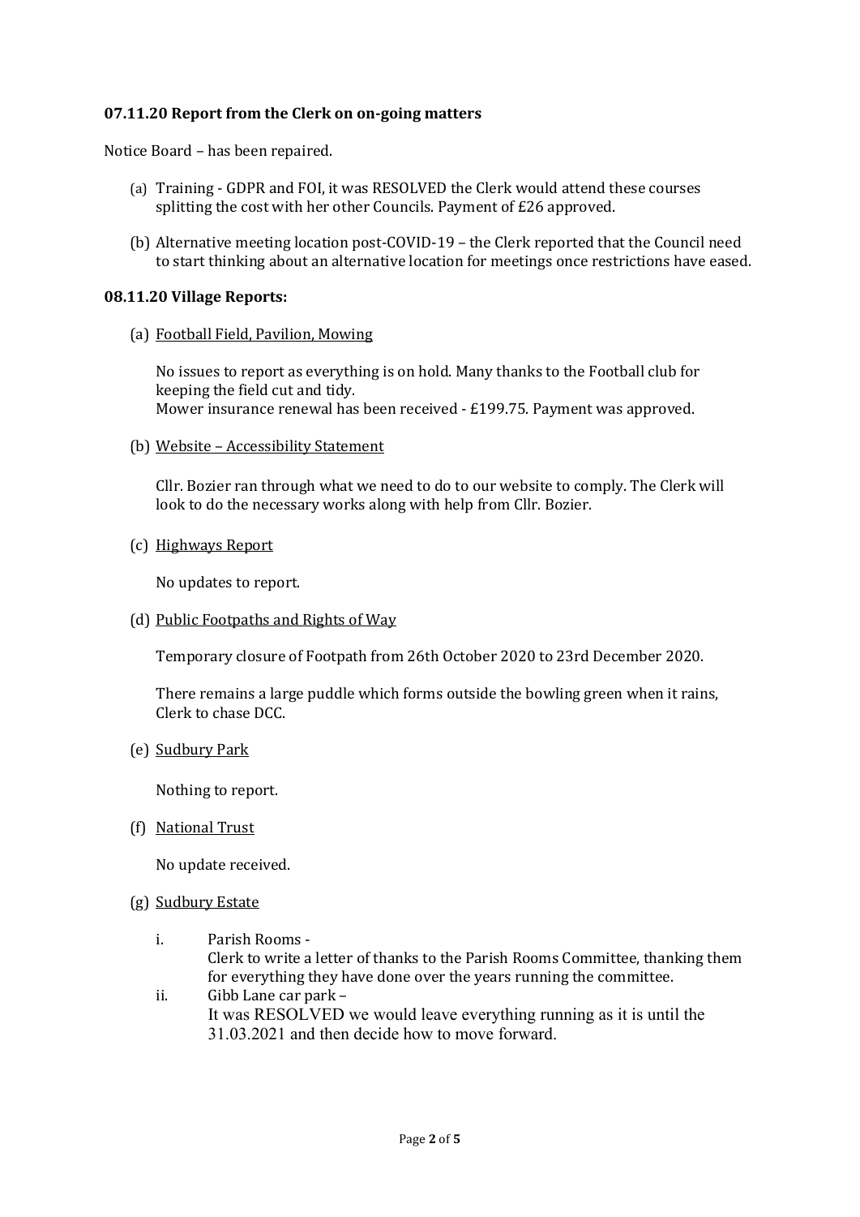### 07.11.20 Report from the Clerk on on-going matters

Notice Board – has been repaired.

(a) Training - GDPR and FOI, it was RESOLVED the Clerk would attend these courses splitting the cost with her other Councils. Payment of £26 approved.

(b) Alternative meeting location post-COVID-19 – the Clerk reported that the Council need to start thinking about an alternative location for meetings once restrictions have eased.

### 08.11.20 Village Reports:

(a) Football Field, Pavilion, Mowing

No issues to report as everything is on hold. Many thanks to the Football club for keeping the field cut and tidy.
Mower insurance renewal has been received - £199.75. Payment was approved.

(b) Website – Accessibility Statement

Cllr. Bozier ran through what we need to do to our website to comply. The Clerk will look to do the necessary works along with help from Cllr. Bozier.

(c) Highways Report

No updates to report.

(d) Public Footpaths and Rights of Way

Temporary closure of Footpath from 26th October 2020 to 23rd December 2020.

There remains a large puddle which forms outside the bowling green when it rains, Clerk to chase DCC.

(e) Sudbury Park

Nothing to report.

(f) National Trust

No update received.

(g) Sudbury Estate

i. Parish Rooms -
Clerk to write a letter of thanks to the Parish Rooms Committee, thanking them for everything they have done over the years running the committee.

ii. Gibb Lane car park –
It was RESOLVED we would leave everything running as it is until the 31.03.2021 and then decide how to move forward.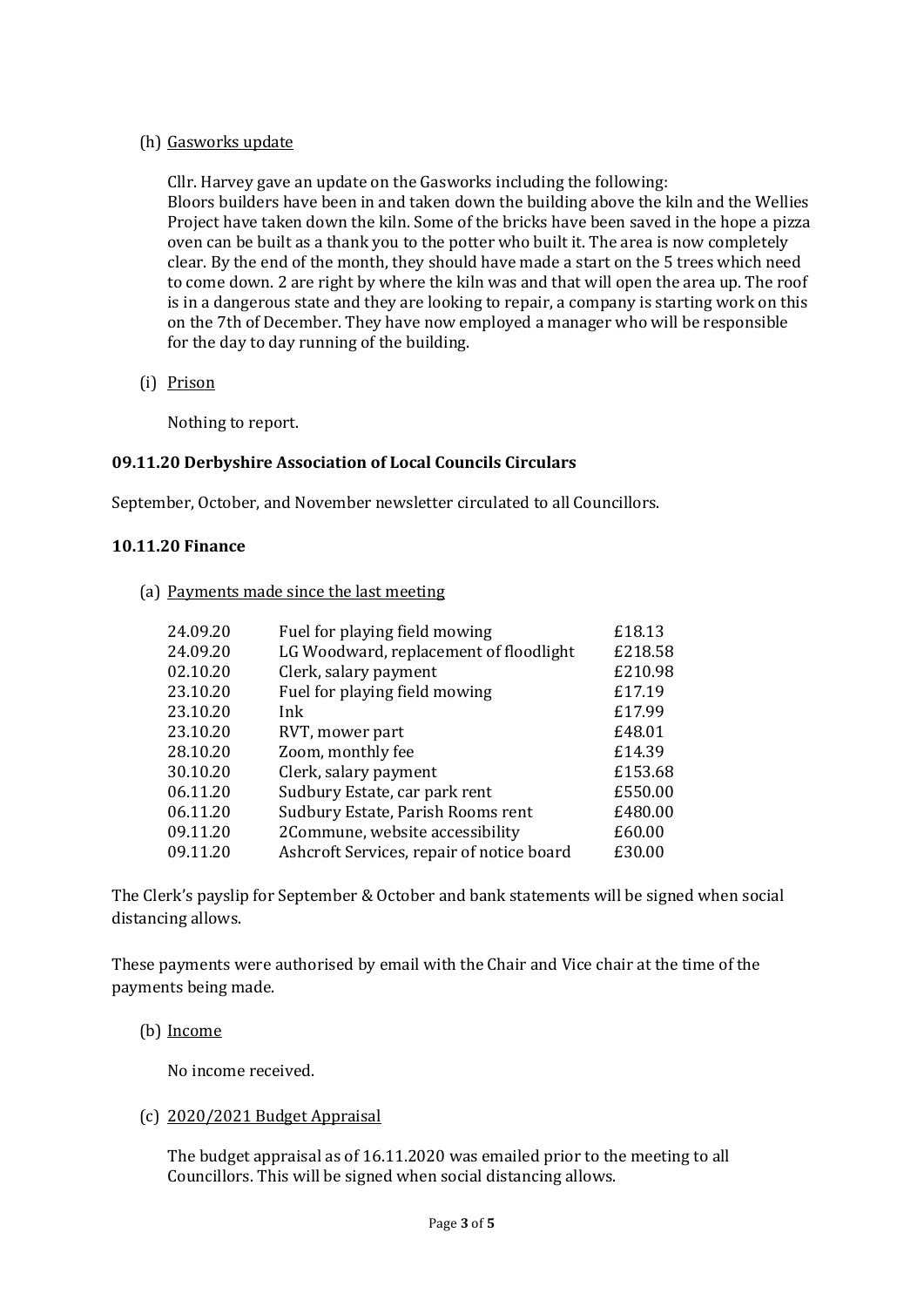(h) Gasworks update

Cllr. Harvey gave an update on the Gasworks including the following:
Bloors builders have been in and taken down the building above the kiln and the Wellies Project have taken down the kiln. Some of the bricks have been saved in the hope a pizza oven can be built as a thank you to the potter who built it. The area is now completely clear. By the end of the month, they should have made a start on the 5 trees which need to come down. 2 are right by where the kiln was and that will open the area up. The roof is in a dangerous state and they are looking to repair, a company is starting work on this on the 7th of December. They have now employed a manager who will be responsible for the day to day running of the building.

(i) Prison

Nothing to report.

**09.11.20 Derbyshire Association of Local Councils Circulars**

September, October, and November newsletter circulated to all Councillors.

**10.11.20 Finance**

(a) Payments made since the last meeting

| | | |
|---|---|---|
| 24.09.20 | Fuel for playing field mowing | £18.13 |
| 24.09.20 | LG Woodward, replacement of floodlight | £218.58 |
| 02.10.20 | Clerk, salary payment | £210.98 |
| 23.10.20 | Fuel for playing field mowing | £17.19 |
| 23.10.20 | Ink | £17.99 |
| 23.10.20 | RVT, mower part | £48.01 |
| 28.10.20 | Zoom, monthly fee | £14.39 |
| 30.10.20 | Clerk, salary payment | £153.68 |
| 06.11.20 | Sudbury Estate, car park rent | £550.00 |
| 06.11.20 | Sudbury Estate, Parish Rooms rent | £480.00 |
| 09.11.20 | 2Commune, website accessibility | £60.00 |
| 09.11.20 | Ashcroft Services, repair of notice board | £30.00 |

The Clerk's payslip for September & October and bank statements will be signed when social distancing allows.

These payments were authorised by email with the Chair and Vice chair at the time of the payments being made.

(b) Income

No income received.

(c) 2020/2021 Budget Appraisal

The budget appraisal as of 16.11.2020 was emailed prior to the meeting to all Councillors. This will be signed when social distancing allows.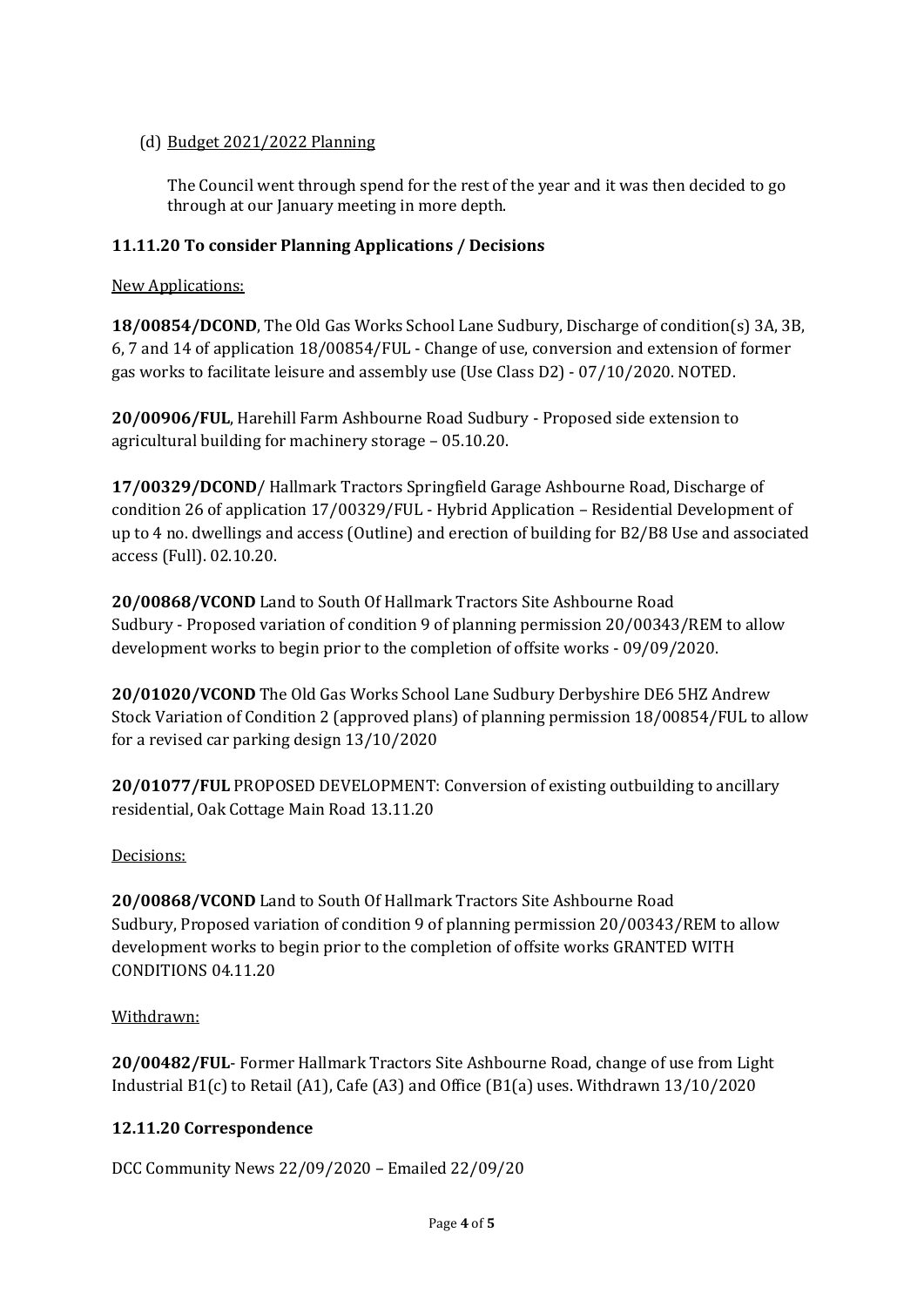(d) Budget 2021/2022 Planning

The Council went through spend for the rest of the year and it was then decided to go through at our January meeting in more depth.

### 11.11.20 To consider Planning Applications / Decisions

New Applications:

**18/00854/DCOND**, The Old Gas Works School Lane Sudbury, Discharge of condition(s) 3A, 3B, 6, 7 and 14 of application 18/00854/FUL - Change of use, conversion and extension of former gas works to facilitate leisure and assembly use (Use Class D2) - 07/10/2020. NOTED.

**20/00906/FUL**, Harehill Farm Ashbourne Road Sudbury - Proposed side extension to agricultural building for machinery storage – 05.10.20.

**17/00329/DCOND**/ Hallmark Tractors Springfield Garage Ashbourne Road, Discharge of condition 26 of application 17/00329/FUL - Hybrid Application – Residential Development of up to 4 no. dwellings and access (Outline) and erection of building for B2/B8 Use and associated access (Full). 02.10.20.

**20/00868/VCOND** Land to South Of Hallmark Tractors Site Ashbourne Road Sudbury - Proposed variation of condition 9 of planning permission 20/00343/REM to allow development works to begin prior to the completion of offsite works - 09/09/2020.

**20/01020/VCOND** The Old Gas Works School Lane Sudbury Derbyshire DE6 5HZ Andrew Stock Variation of Condition 2 (approved plans) of planning permission 18/00854/FUL to allow for a revised car parking design 13/10/2020

**20/01077/FUL** PROPOSED DEVELOPMENT: Conversion of existing outbuilding to ancillary residential, Oak Cottage Main Road 13.11.20

Decisions:

**20/00868/VCOND** Land to South Of Hallmark Tractors Site Ashbourne Road Sudbury, Proposed variation of condition 9 of planning permission 20/00343/REM to allow development works to begin prior to the completion of offsite works GRANTED WITH CONDITIONS 04.11.20

Withdrawn:

**20/00482/FUL**- Former Hallmark Tractors Site Ashbourne Road, change of use from Light Industrial B1(c) to Retail (A1), Cafe (A3) and Office (B1(a) uses. Withdrawn 13/10/2020

### 12.11.20 Correspondence

DCC Community News 22/09/2020 – Emailed 22/09/20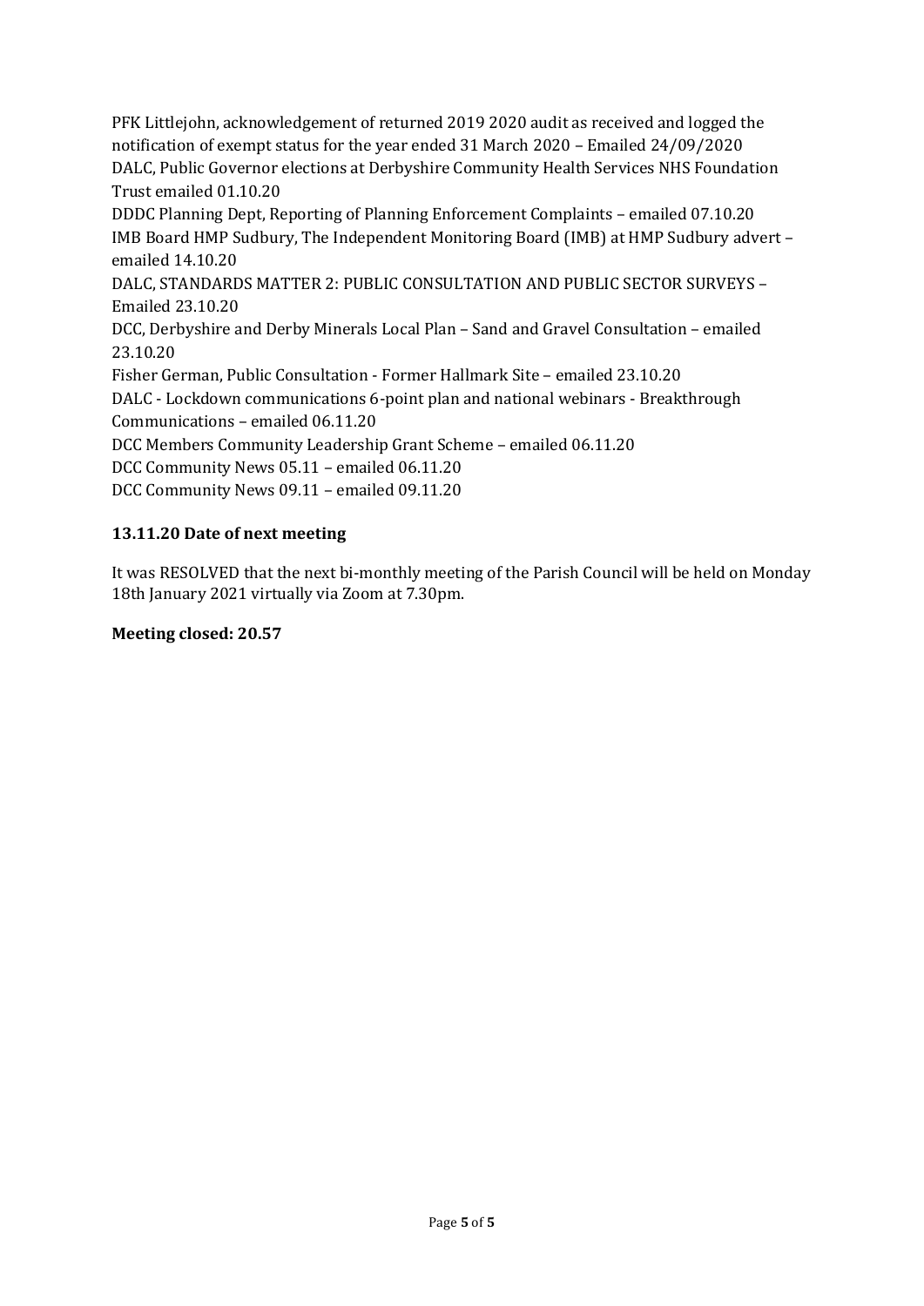PFK Littlejohn, acknowledgement of returned 2019 2020 audit as received and logged the notification of exempt status for the year ended 31 March 2020 – Emailed 24/09/2020
DALC, Public Governor elections at Derbyshire Community Health Services NHS Foundation Trust emailed 01.10.20
DDDC Planning Dept, Reporting of Planning Enforcement Complaints – emailed 07.10.20
IMB Board HMP Sudbury, The Independent Monitoring Board (IMB) at HMP Sudbury advert – emailed 14.10.20
DALC, STANDARDS MATTER 2: PUBLIC CONSULTATION AND PUBLIC SECTOR SURVEYS – Emailed 23.10.20
DCC, Derbyshire and Derby Minerals Local Plan – Sand and Gravel Consultation – emailed 23.10.20
Fisher German, Public Consultation - Former Hallmark Site – emailed 23.10.20
DALC - Lockdown communications 6-point plan and national webinars - Breakthrough Communications – emailed 06.11.20
DCC Members Community Leadership Grant Scheme – emailed 06.11.20
DCC Community News 05.11 – emailed 06.11.20
DCC Community News 09.11 – emailed 09.11.20

**13.11.20 Date of next meeting**

It was RESOLVED that the next bi-monthly meeting of the Parish Council will be held on Monday 18th January 2021 virtually via Zoom at 7.30pm.

**Meeting closed: 20.57**